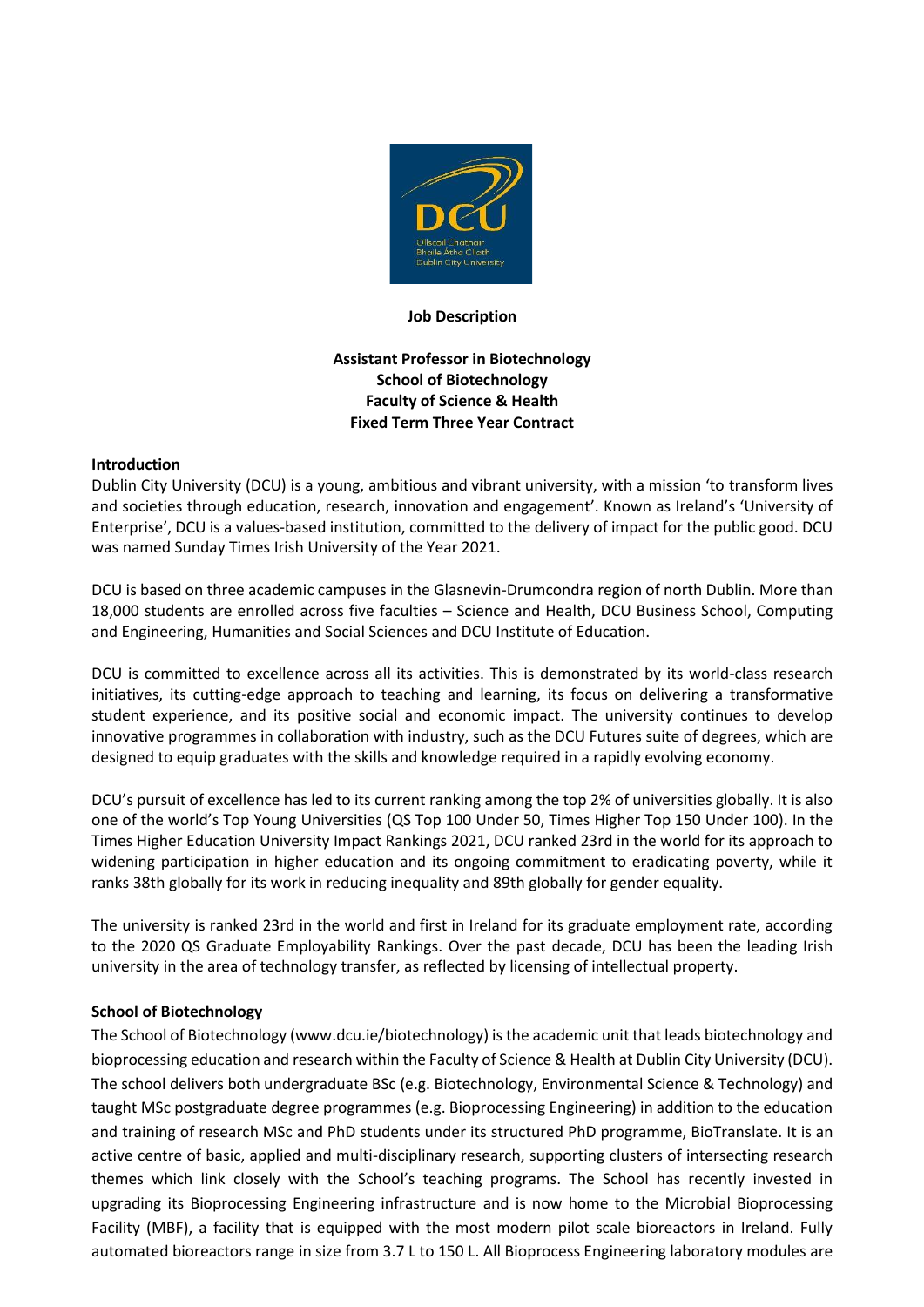**Job Description**

**Assistant Professor in Biotechnology**
**School of Biotechnology**
**Faculty of Science & Health**
**Fixed Term Three Year Contract**

## Introduction

Dublin City University (DCU) is a young, ambitious and vibrant university, with a mission 'to transform lives and societies through education, research, innovation and engagement'. Known as Ireland's 'University of Enterprise', DCU is a values-based institution, committed to the delivery of impact for the public good. DCU was named Sunday Times Irish University of the Year 2021.

DCU is based on three academic campuses in the Glasnevin-Drumcondra region of north Dublin. More than 18,000 students are enrolled across five faculties – Science and Health, DCU Business School, Computing and Engineering, Humanities and Social Sciences and DCU Institute of Education.

DCU is committed to excellence across all its activities. This is demonstrated by its world-class research initiatives, its cutting-edge approach to teaching and learning, its focus on delivering a transformative student experience, and its positive social and economic impact. The university continues to develop innovative programmes in collaboration with industry, such as the DCU Futures suite of degrees, which are designed to equip graduates with the skills and knowledge required in a rapidly evolving economy.

DCU's pursuit of excellence has led to its current ranking among the top 2% of universities globally. It is also one of the world's Top Young Universities (QS Top 100 Under 50, Times Higher Top 150 Under 100). In the Times Higher Education University Impact Rankings 2021, DCU ranked 23rd in the world for its approach to widening participation in higher education and its ongoing commitment to eradicating poverty, while it ranks 38th globally for its work in reducing inequality and 89th globally for gender equality.

The university is ranked 23rd in the world and first in Ireland for its graduate employment rate, according to the 2020 QS Graduate Employability Rankings. Over the past decade, DCU has been the leading Irish university in the area of technology transfer, as reflected by licensing of intellectual property.

## School of Biotechnology

The School of Biotechnology (www.dcu.ie/biotechnology) is the academic unit that leads biotechnology and bioprocessing education and research within the Faculty of Science & Health at Dublin City University (DCU). The school delivers both undergraduate BSc (e.g. Biotechnology, Environmental Science & Technology) and taught MSc postgraduate degree programmes (e.g. Bioprocessing Engineering) in addition to the education and training of research MSc and PhD students under its structured PhD programme, BioTranslate. It is an active centre of basic, applied and multi-disciplinary research, supporting clusters of intersecting research themes which link closely with the School's teaching programs. The School has recently invested in upgrading its Bioprocessing Engineering infrastructure and is now home to the Microbial Bioprocessing Facility (MBF), a facility that is equipped with the most modern pilot scale bioreactors in Ireland. Fully automated bioreactors range in size from 3.7 L to 150 L. All Bioprocess Engineering laboratory modules are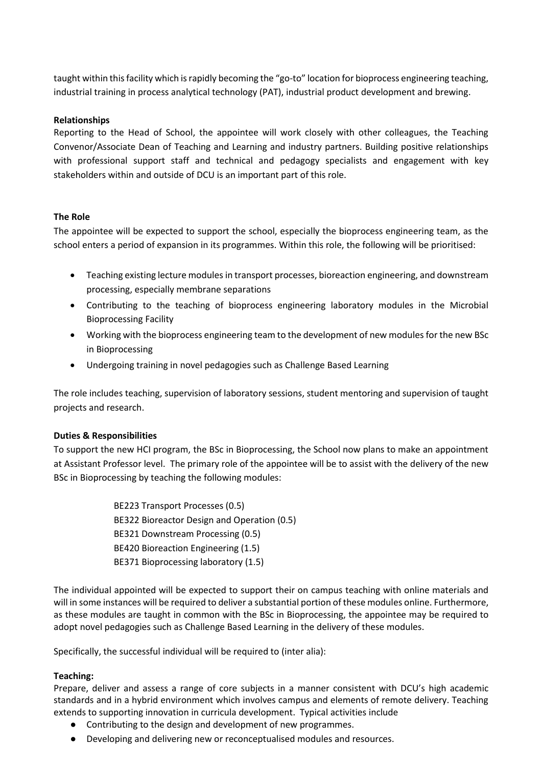taught within this facility which is rapidly becoming the "go-to" location for bioprocess engineering teaching, industrial training in process analytical technology (PAT), industrial product development and brewing.

**Relationships**

Reporting to the Head of School, the appointee will work closely with other colleagues, the Teaching Convenor/Associate Dean of Teaching and Learning and industry partners. Building positive relationships with professional support staff and technical and pedagogy specialists and engagement with key stakeholders within and outside of DCU is an important part of this role.

**The Role**

The appointee will be expected to support the school, especially the bioprocess engineering team, as the school enters a period of expansion in its programmes. Within this role, the following will be prioritised:

- Teaching existing lecture modules in transport processes, bioreaction engineering, and downstream processing, especially membrane separations
- Contributing to the teaching of bioprocess engineering laboratory modules in the Microbial Bioprocessing Facility
- Working with the bioprocess engineering team to the development of new modules for the new BSc in Bioprocessing
- Undergoing training in novel pedagogies such as Challenge Based Learning

The role includes teaching, supervision of laboratory sessions, student mentoring and supervision of taught projects and research.

**Duties & Responsibilities**

To support the new HCI program, the BSc in Bioprocessing, the School now plans to make an appointment at Assistant Professor level. The primary role of the appointee will be to assist with the delivery of the new BSc in Bioprocessing by teaching the following modules:

BE223 Transport Processes (0.5)
BE322 Bioreactor Design and Operation (0.5)
BE321 Downstream Processing (0.5)
BE420 Bioreaction Engineering (1.5)
BE371 Bioprocessing laboratory (1.5)

The individual appointed will be expected to support their on campus teaching with online materials and will in some instances will be required to deliver a substantial portion of these modules online. Furthermore, as these modules are taught in common with the BSc in Bioprocessing, the appointee may be required to adopt novel pedagogies such as Challenge Based Learning in the delivery of these modules.

Specifically, the successful individual will be required to (inter alia):

**Teaching:**

Prepare, deliver and assess a range of core subjects in a manner consistent with DCU's high academic standards and in a hybrid environment which involves campus and elements of remote delivery. Teaching extends to supporting innovation in curricula development. Typical activities include

- Contributing to the design and development of new programmes.
- Developing and delivering new or reconceptualised modules and resources.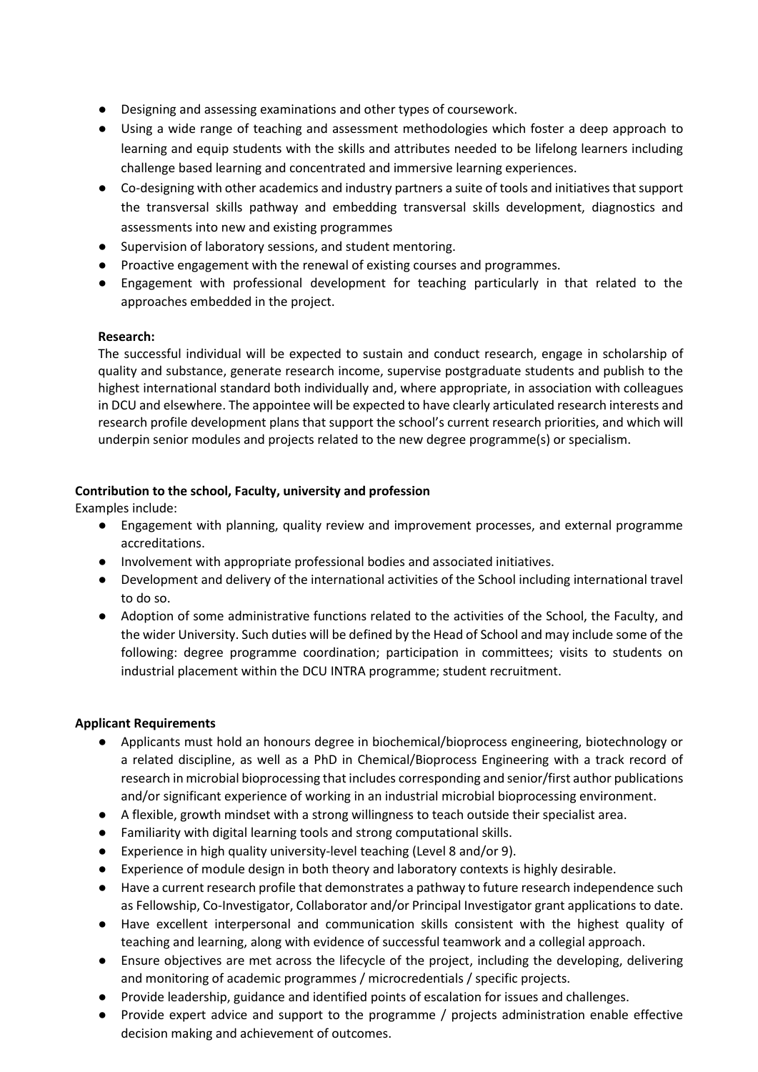- Designing and assessing examinations and other types of coursework.
- Using a wide range of teaching and assessment methodologies which foster a deep approach to learning and equip students with the skills and attributes needed to be lifelong learners including challenge based learning and concentrated and immersive learning experiences.
- Co-designing with other academics and industry partners a suite of tools and initiatives that support the transversal skills pathway and embedding transversal skills development, diagnostics and assessments into new and existing programmes
- Supervision of laboratory sessions, and student mentoring.
- Proactive engagement with the renewal of existing courses and programmes.
- Engagement with professional development for teaching particularly in that related to the approaches embedded in the project.

**Research:**

The successful individual will be expected to sustain and conduct research, engage in scholarship of quality and substance, generate research income, supervise postgraduate students and publish to the highest international standard both individually and, where appropriate, in association with colleagues in DCU and elsewhere. The appointee will be expected to have clearly articulated research interests and research profile development plans that support the school's current research priorities, and which will underpin senior modules and projects related to the new degree programme(s) or specialism.

**Contribution to the school, Faculty, university and profession**

Examples include:

- Engagement with planning, quality review and improvement processes, and external programme accreditations.
- Involvement with appropriate professional bodies and associated initiatives.
- Development and delivery of the international activities of the School including international travel to do so.
- Adoption of some administrative functions related to the activities of the School, the Faculty, and the wider University. Such duties will be defined by the Head of School and may include some of the following: degree programme coordination; participation in committees; visits to students on industrial placement within the DCU INTRA programme; student recruitment.

**Applicant Requirements**

- Applicants must hold an honours degree in biochemical/bioprocess engineering, biotechnology or a related discipline, as well as a PhD in Chemical/Bioprocess Engineering with a track record of research in microbial bioprocessing that includes corresponding and senior/first author publications and/or significant experience of working in an industrial microbial bioprocessing environment.
- A flexible, growth mindset with a strong willingness to teach outside their specialist area.
- Familiarity with digital learning tools and strong computational skills.
- Experience in high quality university-level teaching (Level 8 and/or 9).
- Experience of module design in both theory and laboratory contexts is highly desirable.
- Have a current research profile that demonstrates a pathway to future research independence such as Fellowship, Co-Investigator, Collaborator and/or Principal Investigator grant applications to date.
- Have excellent interpersonal and communication skills consistent with the highest quality of teaching and learning, along with evidence of successful teamwork and a collegial approach.
- Ensure objectives are met across the lifecycle of the project, including the developing, delivering and monitoring of academic programmes / microcredentials / specific projects.
- Provide leadership, guidance and identified points of escalation for issues and challenges.
- Provide expert advice and support to the programme / projects administration enable effective decision making and achievement of outcomes.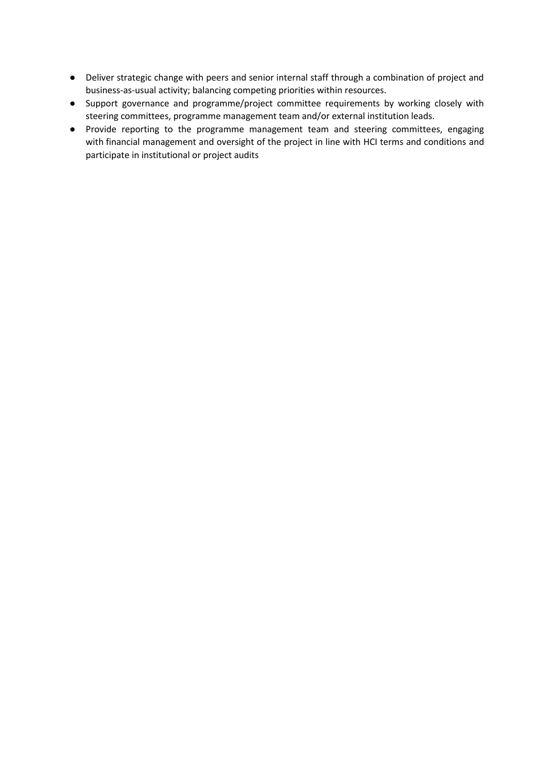- Deliver strategic change with peers and senior internal staff through a combination of project and business-as-usual activity; balancing competing priorities within resources.
- Support governance and programme/project committee requirements by working closely with steering committees, programme management team and/or external institution leads.
- Provide reporting to the programme management team and steering committees, engaging with financial management and oversight of the project in line with HCI terms and conditions and participate in institutional or project audits